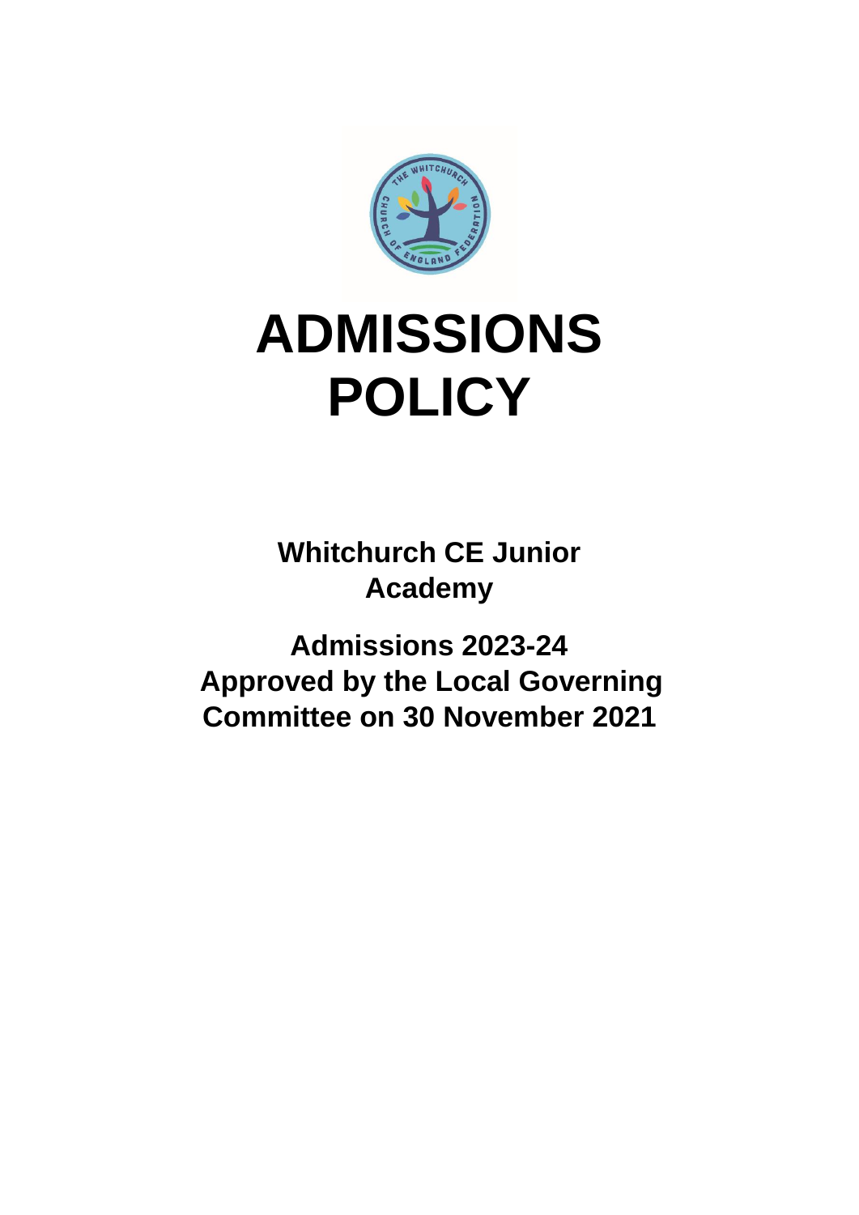# ADMISSIONS POLICY

**Whitchurch CE Junior Academy**

**Admissions 2023-24**
**Approved by the Local Governing Committee on 30 November 2021**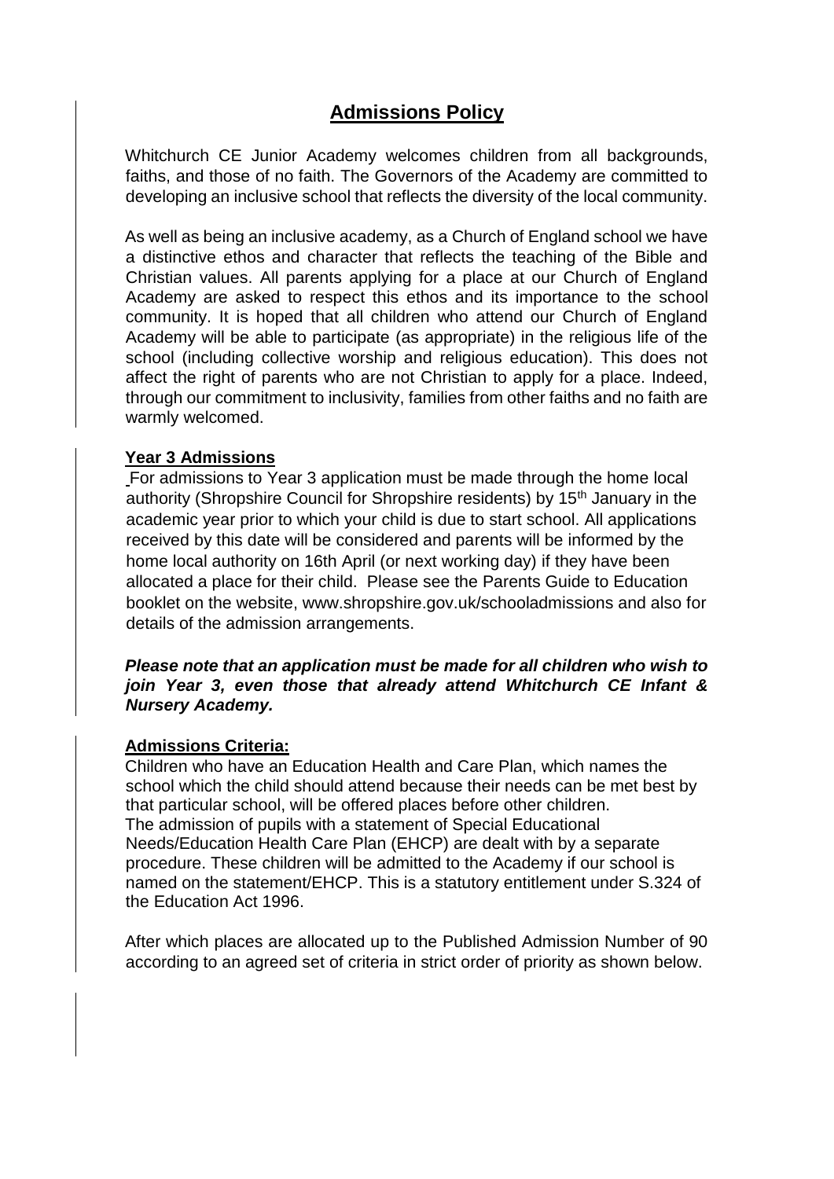# **Admissions Policy**

Whitchurch CE Junior Academy welcomes children from all backgrounds, faiths, and those of no faith. The Governors of the Academy are committed to developing an inclusive school that reflects the diversity of the local community.

As well as being an inclusive academy, as a Church of England school we have a distinctive ethos and character that reflects the teaching of the Bible and Christian values. All parents applying for a place at our Church of England Academy are asked to respect this ethos and its importance to the school community. It is hoped that all children who attend our Church of England Academy will be able to participate (as appropriate) in the religious life of the school (including collective worship and religious education). This does not affect the right of parents who are not Christian to apply for a place. Indeed, through our commitment to inclusivity, families from other faiths and no faith are warmly welcomed.

## **Year 3 Admissions**

For admissions to Year 3 application must be made through the home local authority (Shropshire Council for Shropshire residents) by 15th January in the academic year prior to which your child is due to start school. All applications received by this date will be considered and parents will be informed by the home local authority on 16th April (or next working day) if they have been allocated a place for their child. Please see the Parents Guide to Education booklet on the website, www.shropshire.gov.uk/schooladmissions and also for details of the admission arrangements.

***Please note that an application must be made for all children who wish to join Year 3, even those that already attend Whitchurch CE Infant & Nursery Academy.***

## **Admissions Criteria:**

Children who have an Education Health and Care Plan, which names the school which the child should attend because their needs can be met best by that particular school, will be offered places before other children. The admission of pupils with a statement of Special Educational Needs/Education Health Care Plan (EHCP) are dealt with by a separate procedure. These children will be admitted to the Academy if our school is named on the statement/EHCP. This is a statutory entitlement under S.324 of the Education Act 1996.

After which places are allocated up to the Published Admission Number of 90 according to an agreed set of criteria in strict order of priority as shown below.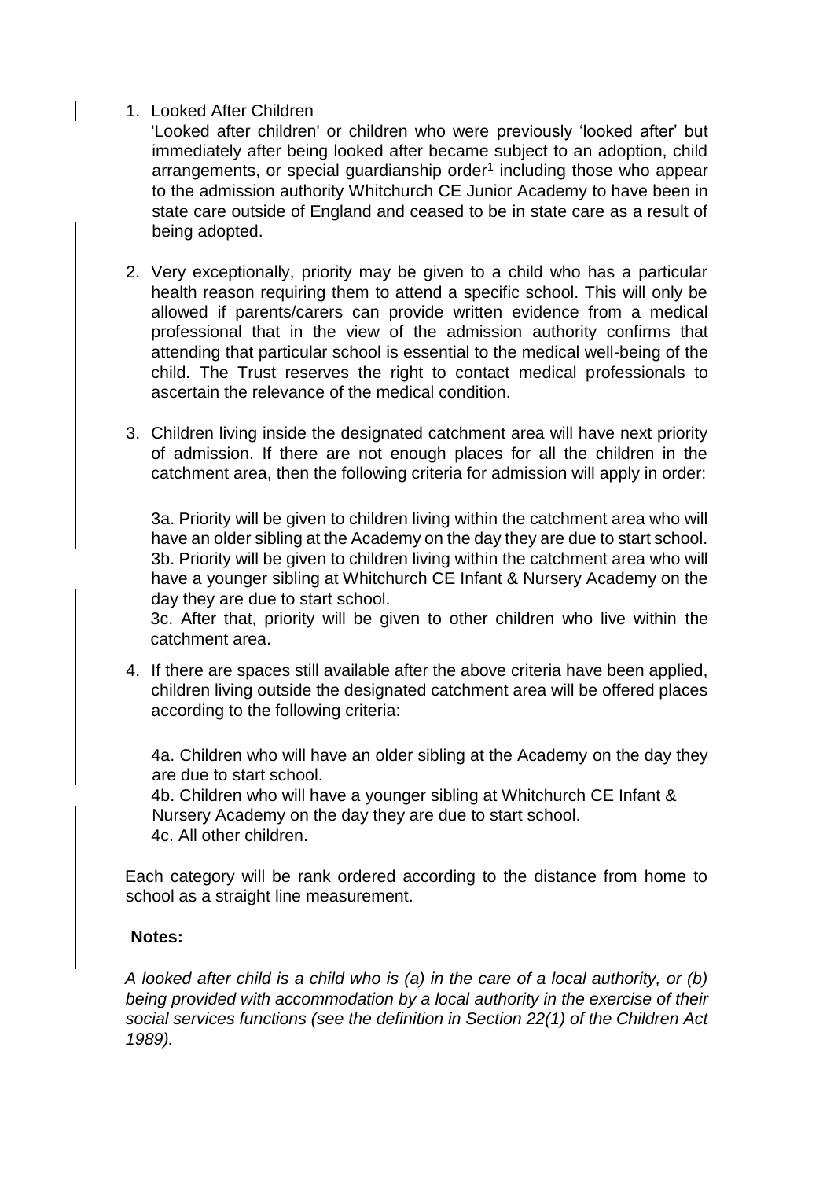1. Looked After Children
   'Looked after children' or children who were previously 'looked after' but immediately after being looked after became subject to an adoption, child arrangements, or special guardianship order[1] including those who appear to the admission authority Whitchurch CE Junior Academy to have been in state care outside of England and ceased to be in state care as a result of being adopted.

2. Very exceptionally, priority may be given to a child who has a particular health reason requiring them to attend a specific school. This will only be allowed if parents/carers can provide written evidence from a medical professional that in the view of the admission authority confirms that attending that particular school is essential to the medical well-being of the child. The Trust reserves the right to contact medical professionals to ascertain the relevance of the medical condition.

3. Children living inside the designated catchment area will have next priority of admission. If there are not enough places for all the children in the catchment area, then the following criteria for admission will apply in order:

   3a. Priority will be given to children living within the catchment area who will have an older sibling at the Academy on the day they are due to start school.
   3b. Priority will be given to children living within the catchment area who will have a younger sibling at Whitchurch CE Infant & Nursery Academy on the day they are due to start school.
   3c. After that, priority will be given to other children who live within the catchment area.

4. If there are spaces still available after the above criteria have been applied, children living outside the designated catchment area will be offered places according to the following criteria:

   4a. Children who will have an older sibling at the Academy on the day they are due to start school.
   4b. Children who will have a younger sibling at Whitchurch CE Infant & Nursery Academy on the day they are due to start school.
   4c. All other children.

Each category will be rank ordered according to the distance from home to school as a straight line measurement.

**Notes:**

*A looked after child is a child who is (a) in the care of a local authority, or (b) being provided with accommodation by a local authority in the exercise of their social services functions (see the definition in Section 22(1) of the Children Act 1989).*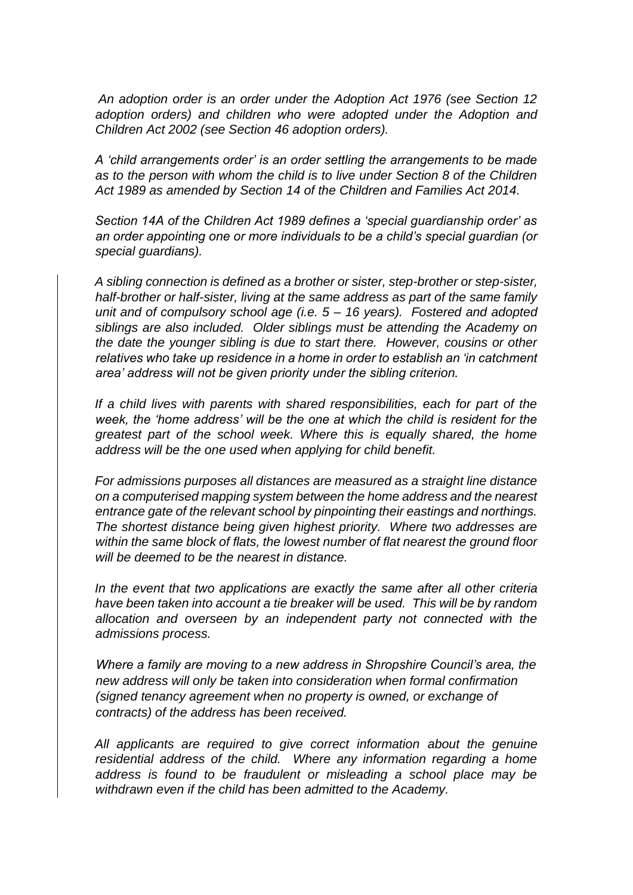*An adoption order is an order under the Adoption Act 1976 (see Section 12 adoption orders) and children who were adopted under the Adoption and Children Act 2002 (see Section 46 adoption orders).*

*A 'child arrangements order' is an order settling the arrangements to be made as to the person with whom the child is to live under Section 8 of the Children Act 1989 as amended by Section 14 of the Children and Families Act 2014.*

*Section 14A of the Children Act 1989 defines a 'special guardianship order' as an order appointing one or more individuals to be a child's special guardian (or special guardians).*

*A sibling connection is defined as a brother or sister, step-brother or step-sister, half-brother or half-sister, living at the same address as part of the same family unit and of compulsory school age (i.e. 5 – 16 years). Fostered and adopted siblings are also included. Older siblings must be attending the Academy on the date the younger sibling is due to start there. However, cousins or other relatives who take up residence in a home in order to establish an 'in catchment area' address will not be given priority under the sibling criterion.*

*If a child lives with parents with shared responsibilities, each for part of the week, the 'home address' will be the one at which the child is resident for the greatest part of the school week. Where this is equally shared, the home address will be the one used when applying for child benefit.*

*For admissions purposes all distances are measured as a straight line distance on a computerised mapping system between the home address and the nearest entrance gate of the relevant school by pinpointing their eastings and northings. The shortest distance being given highest priority. Where two addresses are within the same block of flats, the lowest number of flat nearest the ground floor will be deemed to be the nearest in distance.*

*In the event that two applications are exactly the same after all other criteria have been taken into account a tie breaker will be used. This will be by random allocation and overseen by an independent party not connected with the admissions process.*

*Where a family are moving to a new address in Shropshire Council's area, the new address will only be taken into consideration when formal confirmation (signed tenancy agreement when no property is owned, or exchange of contracts) of the address has been received.*

*All applicants are required to give correct information about the genuine residential address of the child. Where any information regarding a home address is found to be fraudulent or misleading a school place may be withdrawn even if the child has been admitted to the Academy.*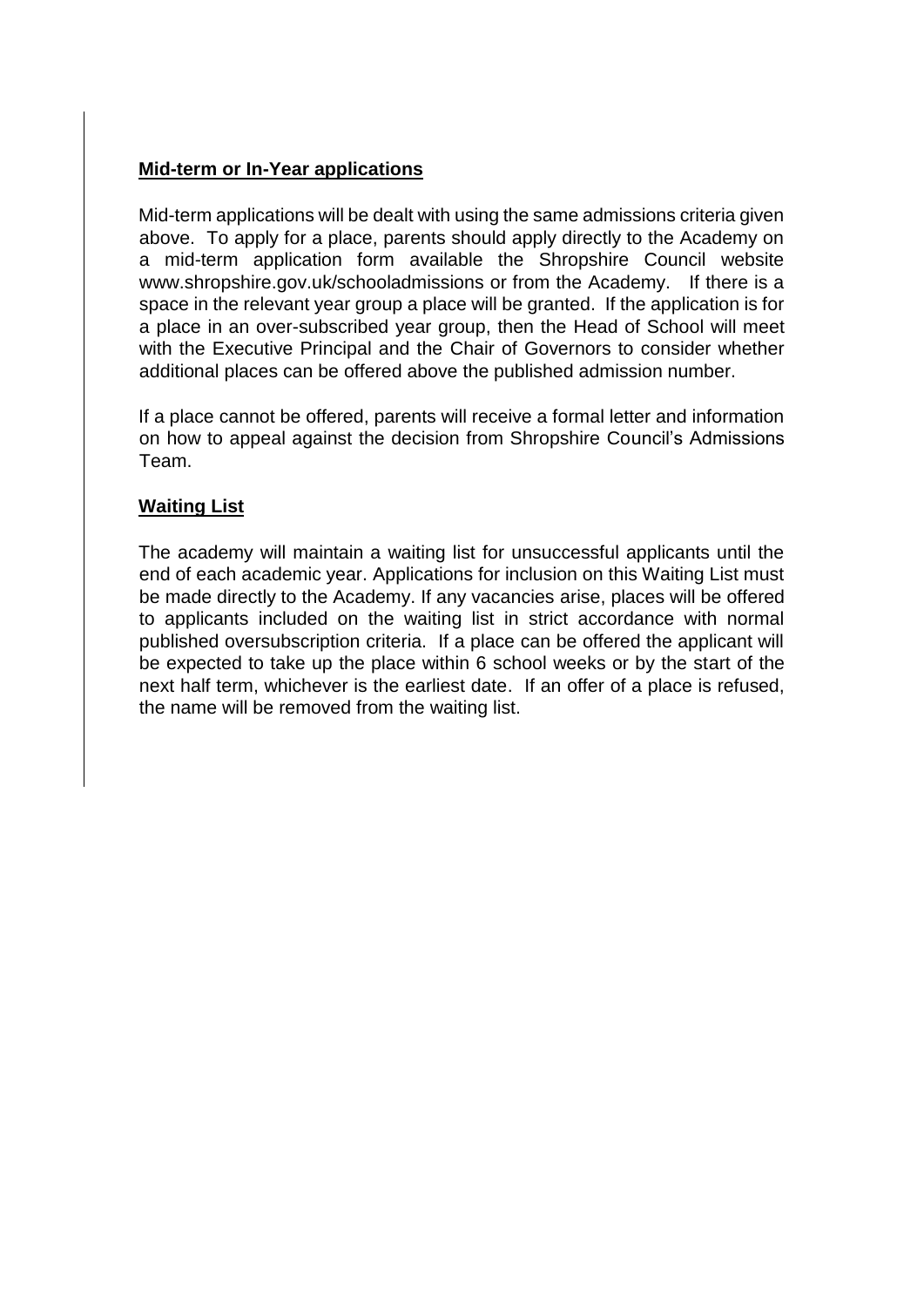**Mid-term or In-Year applications**

Mid-term applications will be dealt with using the same admissions criteria given above. To apply for a place, parents should apply directly to the Academy on a mid-term application form available the Shropshire Council website www.shropshire.gov.uk/schooladmissions or from the Academy. If there is a space in the relevant year group a place will be granted. If the application is for a place in an over-subscribed year group, then the Head of School will meet with the Executive Principal and the Chair of Governors to consider whether additional places can be offered above the published admission number.

If a place cannot be offered, parents will receive a formal letter and information on how to appeal against the decision from Shropshire Council's Admissions Team.

**Waiting List**

The academy will maintain a waiting list for unsuccessful applicants until the end of each academic year. Applications for inclusion on this Waiting List must be made directly to the Academy. If any vacancies arise, places will be offered to applicants included on the waiting list in strict accordance with normal published oversubscription criteria. If a place can be offered the applicant will be expected to take up the place within 6 school weeks or by the start of the next half term, whichever is the earliest date. If an offer of a place is refused, the name will be removed from the waiting list.